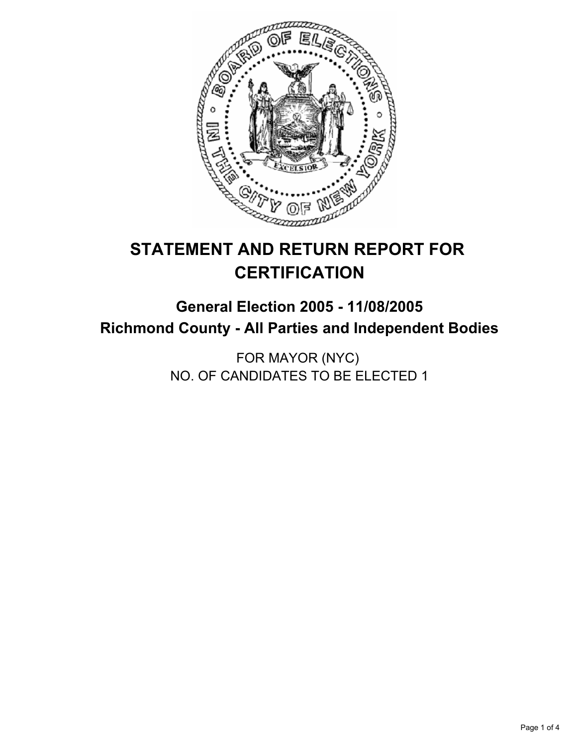# STATEMENT AND RETURN REPORT FOR CERTIFICATION

## General Election 2005 - 11/08/2005

## Richmond County - All Parties and Independent Bodies

FOR MAYOR (NYC)
NO. OF CANDIDATES TO BE ELECTED 1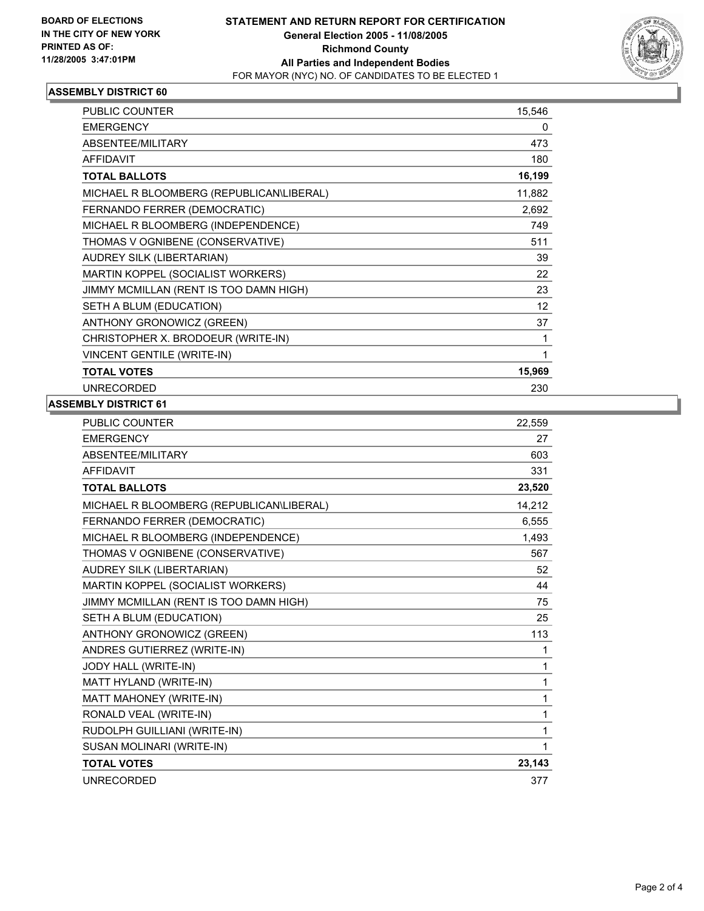**BOARD OF ELECTIONS IN THE CITY OF NEW YORK**
**PRINTED AS OF: 11/28/2005 3:47:01PM**

# STATEMENT AND RETURN REPORT FOR CERTIFICATION
## General Election 2005 - 11/08/2005
## Richmond County
## All Parties and Independent Bodies
FOR MAYOR (NYC) NO. OF CANDIDATES TO BE ELECTED 1

### ASSEMBLY DISTRICT 60

| | |
|---|---|
| PUBLIC COUNTER | 15,546 |
| EMERGENCY | 0 |
| ABSENTEE/MILITARY | 473 |
| AFFIDAVIT | 180 |
| **TOTAL BALLOTS** | **16,199** |
| MICHAEL R BLOOMBERG (REPUBLICAN\LIBERAL) | 11,882 |
| FERNANDO FERRER (DEMOCRATIC) | 2,692 |
| MICHAEL R BLOOMBERG (INDEPENDENCE) | 749 |
| THOMAS V OGNIBENE (CONSERVATIVE) | 511 |
| AUDREY SILK (LIBERTARIAN) | 39 |
| MARTIN KOPPEL (SOCIALIST WORKERS) | 22 |
| JIMMY MCMILLAN (RENT IS TOO DAMN HIGH) | 23 |
| SETH A BLUM (EDUCATION) | 12 |
| ANTHONY GRONOWICZ (GREEN) | 37 |
| CHRISTOPHER X. BRODOEUR (WRITE-IN) | 1 |
| VINCENT GENTILE (WRITE-IN) | 1 |
| **TOTAL VOTES** | **15,969** |
| UNRECORDED | 230 |

### ASSEMBLY DISTRICT 61

| | |
|---|---|
| PUBLIC COUNTER | 22,559 |
| EMERGENCY | 27 |
| ABSENTEE/MILITARY | 603 |
| AFFIDAVIT | 331 |
| **TOTAL BALLOTS** | **23,520** |
| MICHAEL R BLOOMBERG (REPUBLICAN\LIBERAL) | 14,212 |
| FERNANDO FERRER (DEMOCRATIC) | 6,555 |
| MICHAEL R BLOOMBERG (INDEPENDENCE) | 1,493 |
| THOMAS V OGNIBENE (CONSERVATIVE) | 567 |
| AUDREY SILK (LIBERTARIAN) | 52 |
| MARTIN KOPPEL (SOCIALIST WORKERS) | 44 |
| JIMMY MCMILLAN (RENT IS TOO DAMN HIGH) | 75 |
| SETH A BLUM (EDUCATION) | 25 |
| ANTHONY GRONOWICZ (GREEN) | 113 |
| ANDRES GUTIERREZ (WRITE-IN) | 1 |
| JODY HALL (WRITE-IN) | 1 |
| MATT HYLAND (WRITE-IN) | 1 |
| MATT MAHONEY (WRITE-IN) | 1 |
| RONALD VEAL (WRITE-IN) | 1 |
| RUDOLPH GUILLIANI (WRITE-IN) | 1 |
| SUSAN MOLINARI (WRITE-IN) | 1 |
| **TOTAL VOTES** | **23,143** |
| UNRECORDED | 377 |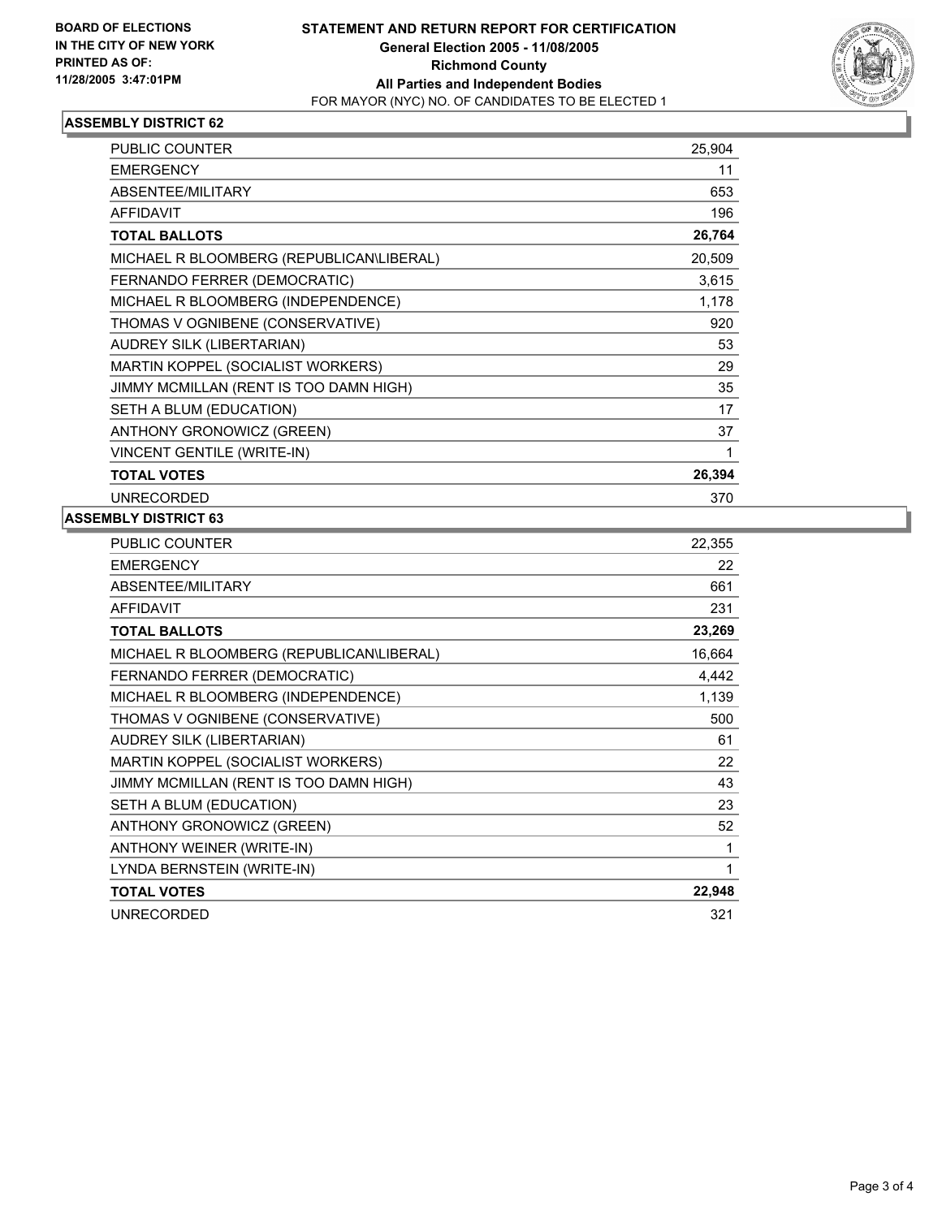**BOARD OF ELECTIONS IN THE CITY OF NEW YORK PRINTED AS OF: 11/28/2005 3:47:01PM**

# STATEMENT AND RETURN REPORT FOR CERTIFICATION
## General Election 2005 - 11/08/2005
## Richmond County
## All Parties and Independent Bodies
FOR MAYOR (NYC) NO. OF CANDIDATES TO BE ELECTED 1

### ASSEMBLY DISTRICT 62

| | |
|---|---|
| PUBLIC COUNTER | 25,904 |
| EMERGENCY | 11 |
| ABSENTEE/MILITARY | 653 |
| AFFIDAVIT | 196 |
| **TOTAL BALLOTS** | **26,764** |
| MICHAEL R BLOOMBERG (REPUBLICAN\LIBERAL) | 20,509 |
| FERNANDO FERRER (DEMOCRATIC) | 3,615 |
| MICHAEL R BLOOMBERG (INDEPENDENCE) | 1,178 |
| THOMAS V OGNIBENE (CONSERVATIVE) | 920 |
| AUDREY SILK (LIBERTARIAN) | 53 |
| MARTIN KOPPEL (SOCIALIST WORKERS) | 29 |
| JIMMY MCMILLAN (RENT IS TOO DAMN HIGH) | 35 |
| SETH A BLUM (EDUCATION) | 17 |
| ANTHONY GRONOWICZ (GREEN) | 37 |
| VINCENT GENTILE (WRITE-IN) | 1 |
| **TOTAL VOTES** | **26,394** |
| UNRECORDED | 370 |

### ASSEMBLY DISTRICT 63

| | |
|---|---|
| PUBLIC COUNTER | 22,355 |
| EMERGENCY | 22 |
| ABSENTEE/MILITARY | 661 |
| AFFIDAVIT | 231 |
| **TOTAL BALLOTS** | **23,269** |
| MICHAEL R BLOOMBERG (REPUBLICAN\LIBERAL) | 16,664 |
| FERNANDO FERRER (DEMOCRATIC) | 4,442 |
| MICHAEL R BLOOMBERG (INDEPENDENCE) | 1,139 |
| THOMAS V OGNIBENE (CONSERVATIVE) | 500 |
| AUDREY SILK (LIBERTARIAN) | 61 |
| MARTIN KOPPEL (SOCIALIST WORKERS) | 22 |
| JIMMY MCMILLAN (RENT IS TOO DAMN HIGH) | 43 |
| SETH A BLUM (EDUCATION) | 23 |
| ANTHONY GRONOWICZ (GREEN) | 52 |
| ANTHONY WEINER (WRITE-IN) | 1 |
| LYNDA BERNSTEIN (WRITE-IN) | 1 |
| **TOTAL VOTES** | **22,948** |
| UNRECORDED | 321 |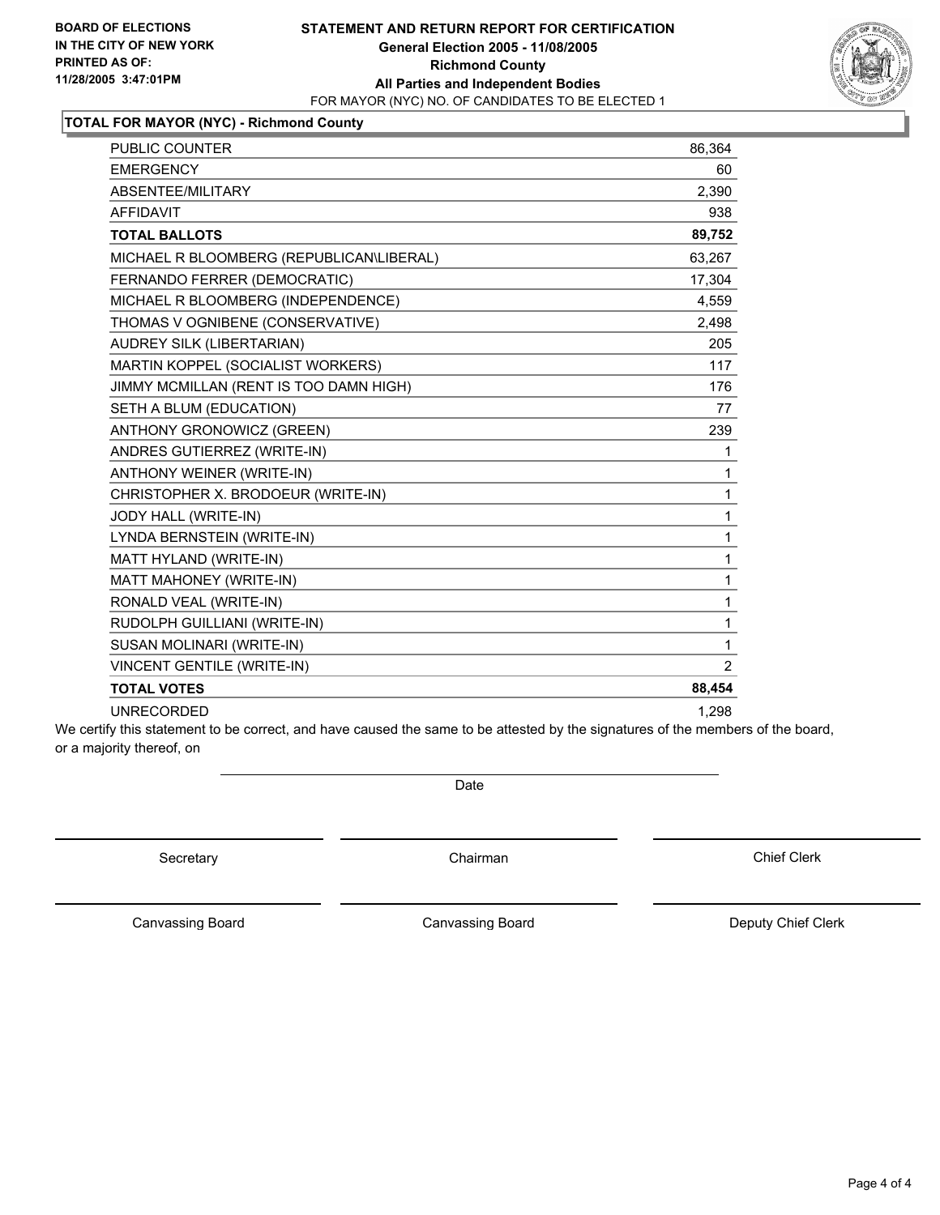**BOARD OF ELECTIONS IN THE CITY OF NEW YORK PRINTED AS OF: 11/28/2005 3:47:01PM**

# STATEMENT AND RETURN REPORT FOR CERTIFICATION

**General Election 2005 - 11/08/2005**

**Richmond County**

**All Parties and Independent Bodies**

FOR MAYOR (NYC) NO. OF CANDIDATES TO BE ELECTED 1

## TOTAL FOR MAYOR (NYC) - Richmond County

| | |
|---|---|
| PUBLIC COUNTER | 86,364 |
| EMERGENCY | 60 |
| ABSENTEE/MILITARY | 2,390 |
| AFFIDAVIT | 938 |
| **TOTAL BALLOTS** | **89,752** |
| MICHAEL R BLOOMBERG (REPUBLICAN\LIBERAL) | 63,267 |
| FERNANDO FERRER (DEMOCRATIC) | 17,304 |
| MICHAEL R BLOOMBERG (INDEPENDENCE) | 4,559 |
| THOMAS V OGNIBENE (CONSERVATIVE) | 2,498 |
| AUDREY SILK (LIBERTARIAN) | 205 |
| MARTIN KOPPEL (SOCIALIST WORKERS) | 117 |
| JIMMY MCMILLAN (RENT IS TOO DAMN HIGH) | 176 |
| SETH A BLUM (EDUCATION) | 77 |
| ANTHONY GRONOWICZ (GREEN) | 239 |
| ANDRES GUTIERREZ (WRITE-IN) | 1 |
| ANTHONY WEINER (WRITE-IN) | 1 |
| CHRISTOPHER X. BRODOEUR (WRITE-IN) | 1 |
| JODY HALL (WRITE-IN) | 1 |
| LYNDA BERNSTEIN (WRITE-IN) | 1 |
| MATT HYLAND (WRITE-IN) | 1 |
| MATT MAHONEY (WRITE-IN) | 1 |
| RONALD VEAL (WRITE-IN) | 1 |
| RUDOLPH GUILLIANI (WRITE-IN) | 1 |
| SUSAN MOLINARI (WRITE-IN) | 1 |
| VINCENT GENTILE (WRITE-IN) | 2 |
| **TOTAL VOTES** | **88,454** |
| UNRECORDED | 1,298 |

We certify this statement to be correct, and have caused the same to be attested by the signatures of the members of the board, or a majority thereof, on

Date

Secretary | Chairman | Chief Clerk

Canvassing Board | Canvassing Board | Deputy Chief Clerk